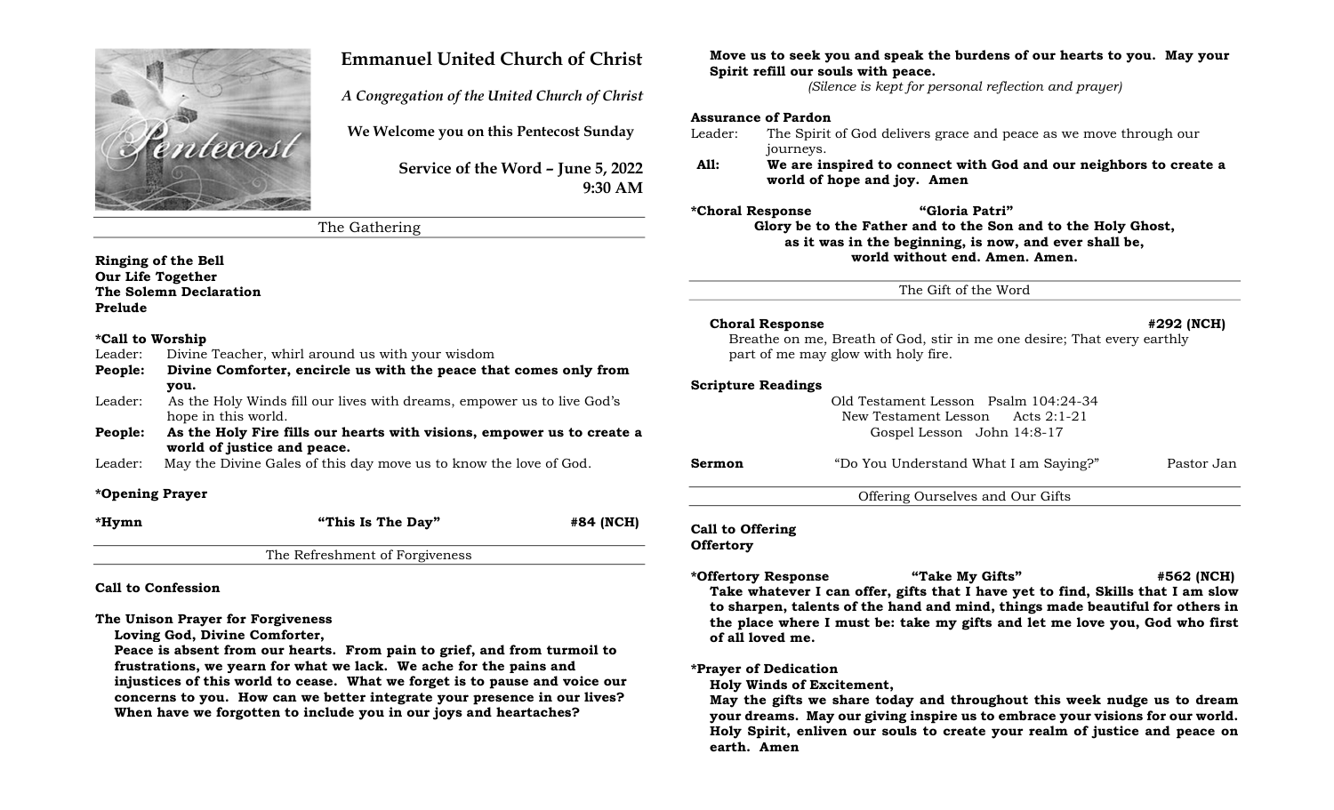# Emmanuel United Church of Christ

*A Congregation of the United Church of Christ*

**We Welcome you on this Pentecost Sunday**

**Service of the Word – June 5, 2022**
**9:30 AM**

## The Gathering

**Ringing of the Bell**
**Our Life Together**
**The Solemn Declaration**
**Prelude**

**\*Call to Worship**

Leader: Divine Teacher, whirl around us with your wisdom

**People: Divine Comforter, encircle us with the peace that comes only from you.**

Leader: As the Holy Winds fill our lives with dreams, empower us to live God's hope in this world.

**People: As the Holy Fire fills our hearts with visions, empower us to create a world of justice and peace.**

Leader: May the Divine Gales of this day move us to know the love of God.

**\*Opening Prayer**

**\*Hymn** **"This Is The Day"** **#84 (NCH)**

## The Refreshment of Forgiveness

**Call to Confession**

**The Unison Prayer for Forgiveness**

**Loving God, Divine Comforter,**

**Peace is absent from our hearts. From pain to grief, and from turmoil to frustrations, we yearn for what we lack. We ache for the pains and injustices of this world to cease. What we forget is to pause and voice our concerns to you. How can we better integrate your presence in our lives? When have we forgotten to include you in our joys and heartaches? Move us to seek you and speak the burdens of our hearts to you. May your Spirit refill our souls with peace.**

*(Silence is kept for personal reflection and prayer)*

**Assurance of Pardon**

Leader: The Spirit of God delivers grace and peace as we move through our journeys.

**All: We are inspired to connect with God and our neighbors to create a world of hope and joy. Amen**

**\*Choral Response** **"Gloria Patri"**

**Glory be to the Father and to the Son and to the Holy Ghost,**
**as it was in the beginning, is now, and ever shall be,**
**world without end. Amen. Amen.**

## The Gift of the Word

**Choral Response** **#292 (NCH)**

Breathe on me, Breath of God, stir in me one desire; That every earthly part of me may glow with holy fire.

**Scripture Readings**

Old Testament Lesson Psalm 104:24-34
New Testament Lesson Acts 2:1-21
Gospel Lesson John 14:8-17

**Sermon** "Do You Understand What I am Saying?" Pastor Jan

## Offering Ourselves and Our Gifts

**Call to Offering**
**Offertory**

**\*Offertory Response** **"Take My Gifts"** **#562 (NCH)**

**Take whatever I can offer, gifts that I have yet to find, Skills that I am slow to sharpen, talents of the hand and mind, things made beautiful for others in the place where I must be: take my gifts and let me love you, God who first of all loved me.**

**\*Prayer of Dedication**

**Holy Winds of Excitement,**

**May the gifts we share today and throughout this week nudge us to dream your dreams. May our giving inspire us to embrace your visions for our world. Holy Spirit, enliven our souls to create your realm of justice and peace on earth. Amen**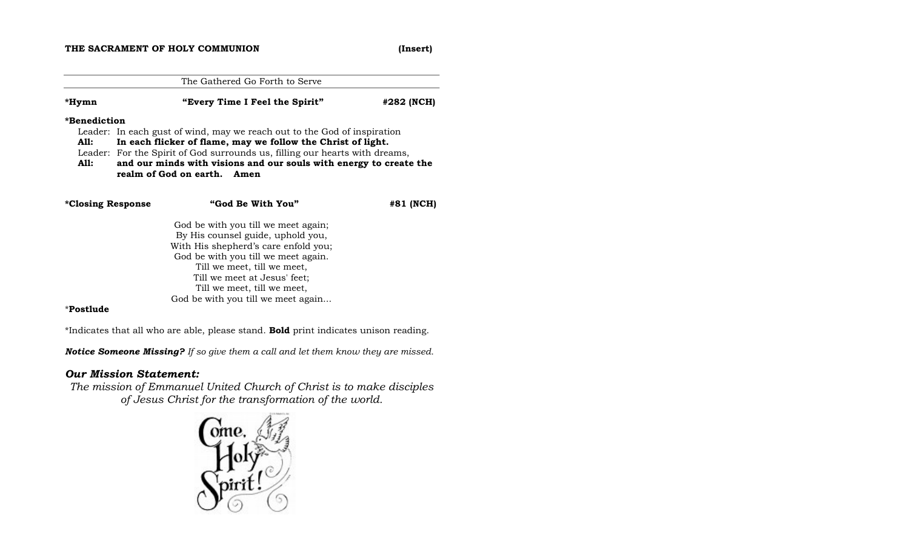**THE SACRAMENT OF HOLY COMMUNION** **(Insert)**

---

The Gathered Go Forth to Serve

---

**\*Hymn** **"Every Time I Feel the Spirit"** **#282 (NCH)**

**\*Benediction**

Leader: In each gust of wind, may we reach out to the God of inspiration
**All: In each flicker of flame, may we follow the Christ of light.**
Leader: For the Spirit of God surrounds us, filling our hearts with dreams,
**All: and our minds with visions and our souls with energy to create the realm of God on earth. Amen**

**\*Closing Response** **"God Be With You"** **#81 (NCH)**

God be with you till we meet again;
By His counsel guide, uphold you,
With His shepherd's care enfold you;
God be with you till we meet again.
Till we meet, till we meet,
Till we meet at Jesus' feet;
Till we meet, till we meet,
God be with you till we meet again...

\***Postlude**

\*Indicates that all who are able, please stand. **Bold** print indicates unison reading.

***Notice Someone Missing?*** *If so give them a call and let them know they are missed.*

### *Our Mission Statement:*

*The mission of Emmanuel United Church of Christ is to make disciples of Jesus Christ for the transformation of the world.*

Come, Holy Spirit!